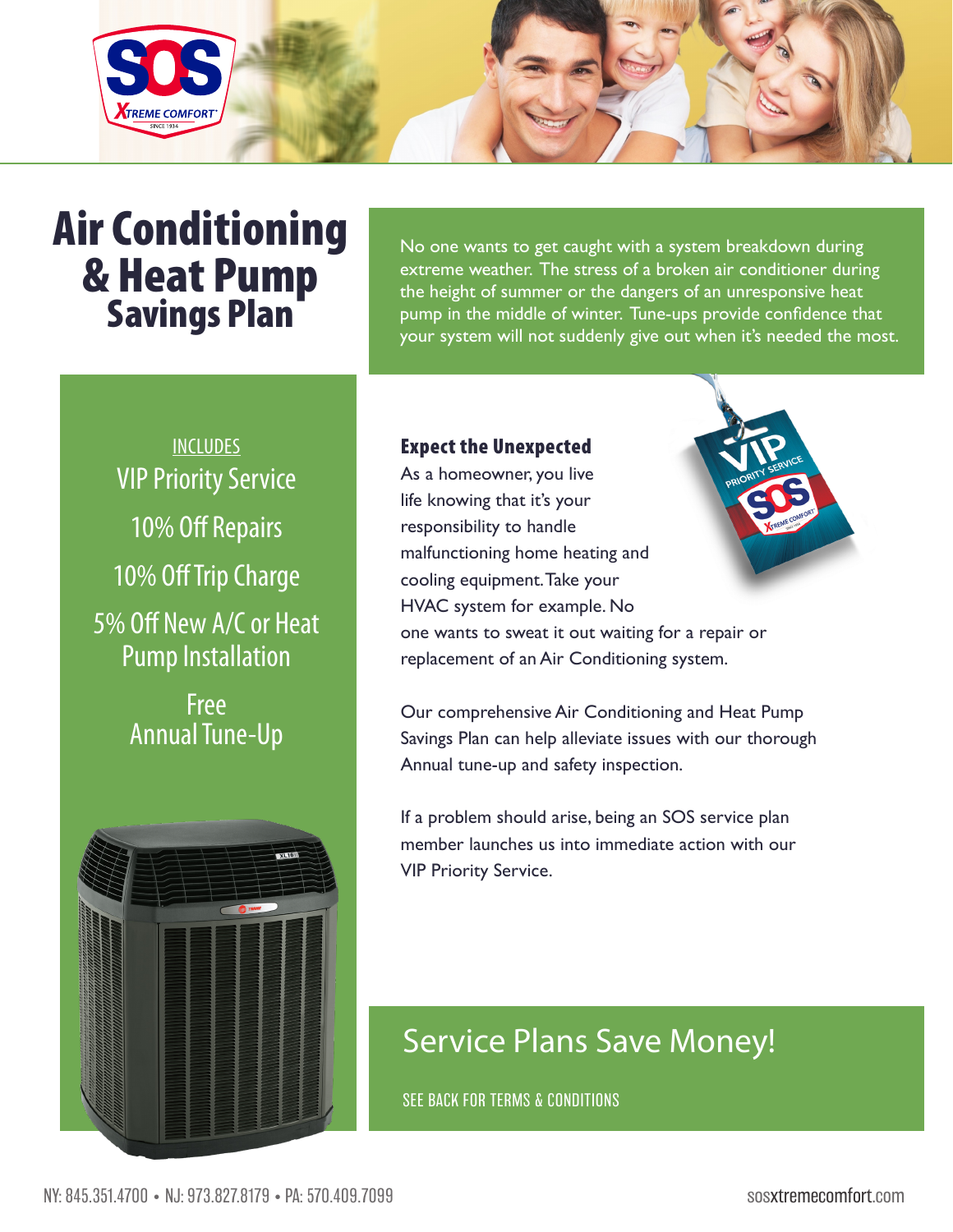# Air Conditioning & Heat Pump Savings Plan

No one wants to get caught with a system breakdown during extreme weather. The stress of a broken air conditioner during the height of summer or the dangers of an unresponsive heat pump in the middle of winter. Tune-ups provide confidence that your system will not suddenly give out when it's needed the most.

INCLUDES

- VIP Priority Service
- 10% Off Repairs
- 10% Off Trip Charge
- 5% Off New A/C or Heat Pump Installation
- Free Annual Tune-Up

### Expect the Unexpected

As a homeowner, you live life knowing that it's your responsibility to handle malfunctioning home heating and cooling equipment. Take your HVAC system for example. No one wants to sweat it out waiting for a repair or replacement of an Air Conditioning system.

Our comprehensive Air Conditioning and Heat Pump Savings Plan can help alleviate issues with our thorough Annual tune-up and safety inspection.

If a problem should arise, being an SOS service plan member launches us into immediate action with our VIP Priority Service.

## Service Plans Save Money!

SEE BACK FOR TERMS & CONDITIONS

NY: 845.351.4700 • NJ: 973.827.8179 • PA: 570.409.7099

sosxtremecomfort.com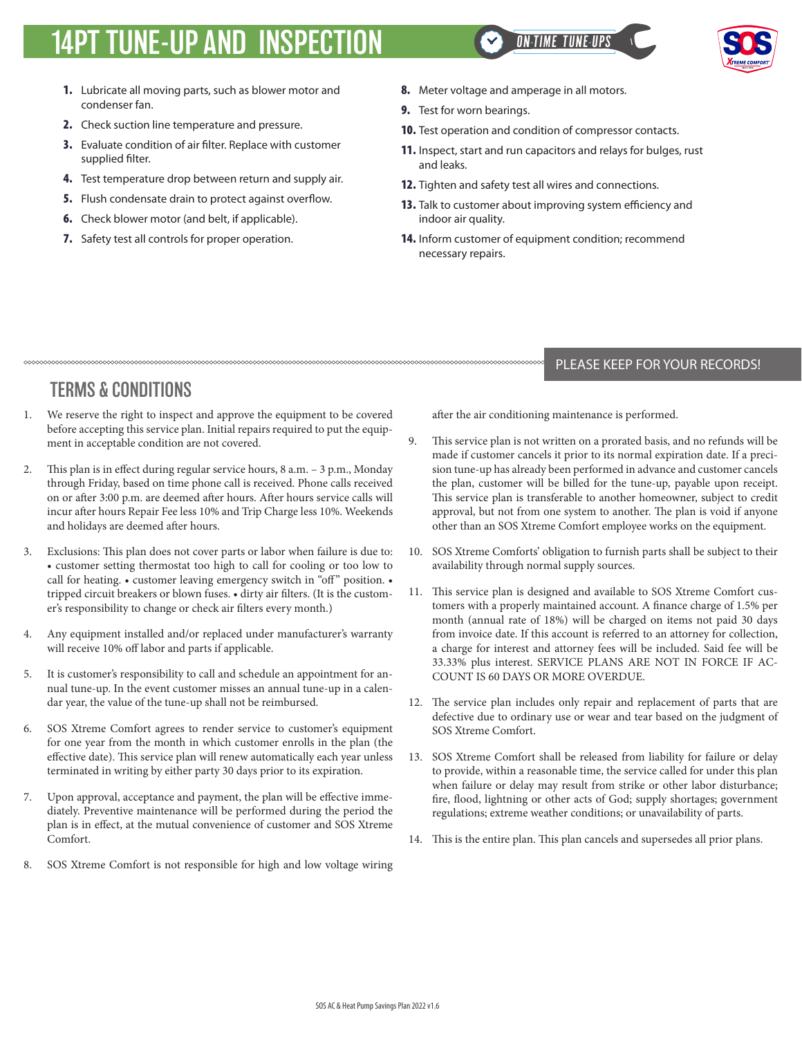# 14PT TUNE-UP AND INSPECTION

ON TIME TUNE UPS

1. Lubricate all moving parts, such as blower motor and condenser fan.
2. Check suction line temperature and pressure.
3. Evaluate condition of air filter. Replace with customer supplied filter.
4. Test temperature drop between return and supply air.
5. Flush condensate drain to protect against overflow.
6. Check blower motor (and belt, if applicable).
7. Safety test all controls for proper operation.
8. Meter voltage and amperage in all motors.
9. Test for worn bearings.
10. Test operation and condition of compressor contacts.
11. Inspect, start and run capacitors and relays for bulges, rust and leaks.
12. Tighten and safety test all wires and connections.
13. Talk to customer about improving system efficiency and indoor air quality.
14. Inform customer of equipment condition; recommend necessary repairs.

PLEASE KEEP FOR YOUR RECORDS!

## TERMS & CONDITIONS

1. We reserve the right to inspect and approve the equipment to be covered before accepting this service plan. Initial repairs required to put the equipment in acceptable condition are not covered.
2. This plan is in effect during regular service hours, 8 a.m. – 3 p.m., Monday through Friday, based on time phone call is received. Phone calls received on or after 3:00 p.m. are deemed after hours. After hours service calls will incur after hours Repair Fee less 10% and Trip Charge less 10%. Weekends and holidays are deemed after hours.
3. Exclusions: This plan does not cover parts or labor when failure is due to: • customer setting thermostat too high to call for cooling or too low to call for heating. • customer leaving emergency switch in "off" position. • tripped circuit breakers or blown fuses. • dirty air filters. (It is the customer's responsibility to change or check air filters every month.)
4. Any equipment installed and/or replaced under manufacturer's warranty will receive 10% off labor and parts if applicable.
5. It is customer's responsibility to call and schedule an appointment for annual tune-up. In the event customer misses an annual tune-up in a calendar year, the value of the tune-up shall not be reimbursed.
6. SOS Xtreme Comfort agrees to render service to customer's equipment for one year from the month in which customer enrolls in the plan (the effective date). This service plan will renew automatically each year unless terminated in writing by either party 30 days prior to its expiration.
7. Upon approval, acceptance and payment, the plan will be effective immediately. Preventive maintenance will be performed during the period the plan is in effect, at the mutual convenience of customer and SOS Xtreme Comfort.
8. SOS Xtreme Comfort is not responsible for high and low voltage wiring after the air conditioning maintenance is performed.
9. This service plan is not written on a prorated basis, and no refunds will be made if customer cancels it prior to its normal expiration date. If a precision tune-up has already been performed in advance and customer cancels the plan, customer will be billed for the tune-up, payable upon receipt. This service plan is transferable to another homeowner, subject to credit approval, but not from one system to another. The plan is void if anyone other than an SOS Xtreme Comfort employee works on the equipment.
10. SOS Xtreme Comforts' obligation to furnish parts shall be subject to their availability through normal supply sources.
11. This service plan is designed and available to SOS Xtreme Comfort customers with a properly maintained account. A finance charge of 1.5% per month (annual rate of 18%) will be charged on items not paid 30 days from invoice date. If this account is referred to an attorney for collection, a charge for interest and attorney fees will be included. Said fee will be 33.33% plus interest. SERVICE PLANS ARE NOT IN FORCE IF ACCOUNT IS 60 DAYS OR MORE OVERDUE.
12. The service plan includes only repair and replacement of parts that are defective due to ordinary use or wear and tear based on the judgment of SOS Xtreme Comfort.
13. SOS Xtreme Comfort shall be released from liability for failure or delay to provide, within a reasonable time, the service called for under this plan when failure or delay may result from strike or other labor disturbance; fire, flood, lightning or other acts of God; supply shortages; government regulations; extreme weather conditions; or unavailability of parts.
14. This is the entire plan. This plan cancels and supersedes all prior plans.

SOS AC & Heat Pump Savings Plan 2022 v1.6